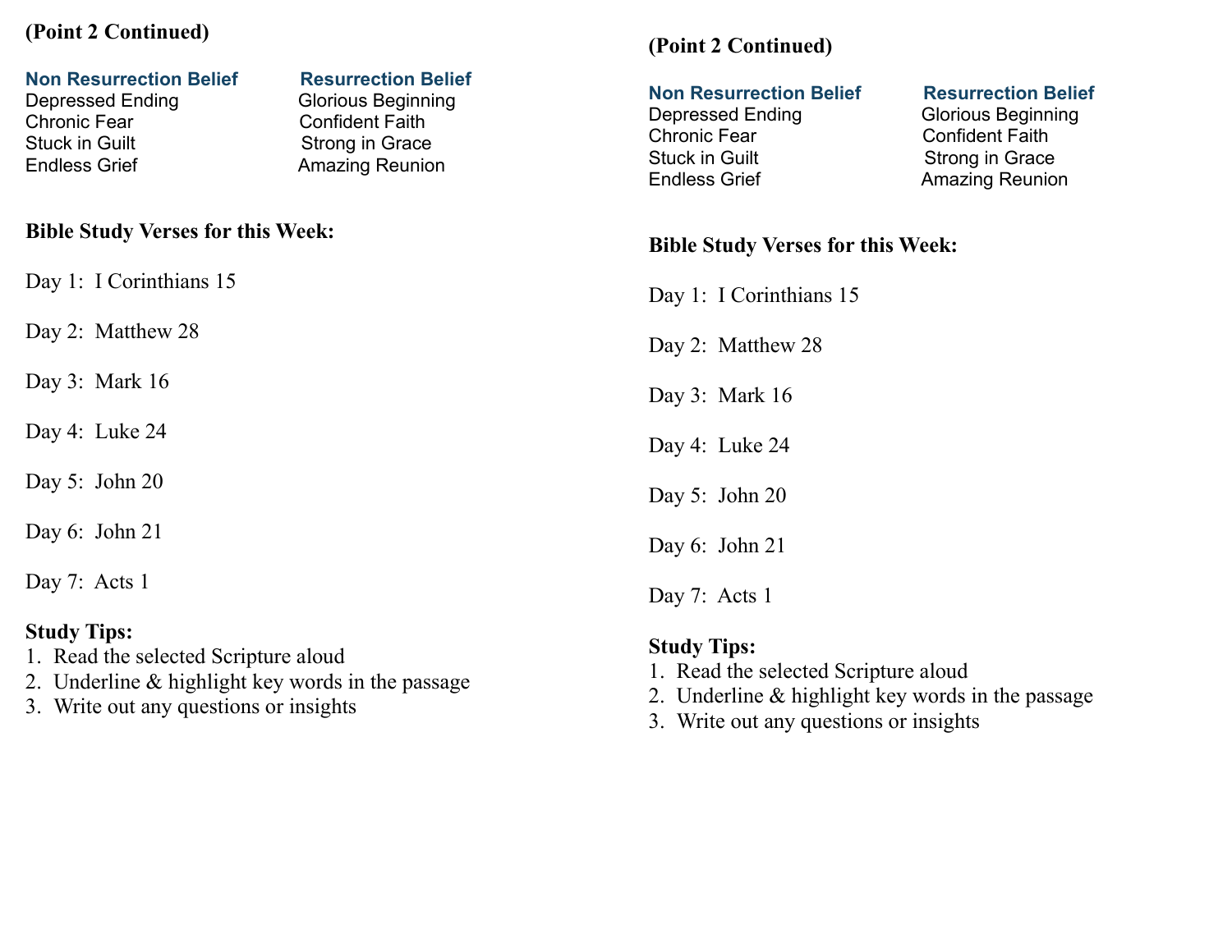**(Point 2 Continued)**

| Non Resurrection Belief | Resurrection Belief |
|---|---|
| Depressed Ending | Glorious Beginning |
| Chronic Fear | Confident Faith |
| Stuck in Guilt | Strong in Grace |
| Endless Grief | Amazing Reunion |

**Bible Study Verses for this Week:**

Day 1: I Corinthians 15

Day 2: Matthew 28

Day 3: Mark 16

Day 4: Luke 24

Day 5: John 20

Day 6: John 21

Day 7: Acts 1

**Study Tips:**

1. Read the selected Scripture aloud
2. Underline & highlight key words in the passage
3. Write out any questions or insights

**(Point 2 Continued)**

| Non Resurrection Belief | Resurrection Belief |
|---|---|
| Depressed Ending | Glorious Beginning |
| Chronic Fear | Confident Faith |
| Stuck in Guilt | Strong in Grace |
| Endless Grief | Amazing Reunion |

**Bible Study Verses for this Week:**

Day 1: I Corinthians 15

Day 2: Matthew 28

Day 3: Mark 16

Day 4: Luke 24

Day 5: John 20

Day 6: John 21

Day 7: Acts 1

**Study Tips:**

1. Read the selected Scripture aloud
2. Underline & highlight key words in the passage
3. Write out any questions or insights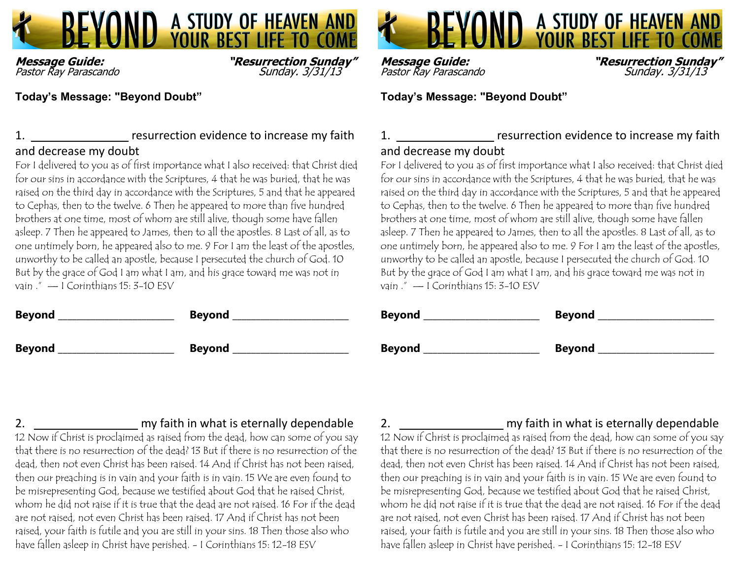# BEYOND A STUDY OF HEAVEN AND YOUR BEST LIFE TO COME

***Message Guide:*** ***"Resurrection Sunday"***
*Pastor Ray Parascando* *Sunday. 3/31/13*

**Today's Message: "Beyond Doubt"**

1. _______________ resurrection evidence to increase my faith and decrease my doubt

For I delivered to you as of first importance what I also received: that Christ died for our sins in accordance with the Scriptures, 4 that he was buried, that he was raised on the third day in accordance with the Scriptures, 5 and that he appeared to Cephas, then to the twelve. 6 Then he appeared to more than five hundred brothers at one time, most of whom are still alive, though some have fallen asleep. 7 Then he appeared to James, then to all the apostles. 8 Last of all, as to one untimely born, he appeared also to me. 9 For I am the least of the apostles, unworthy to be called an apostle, because I persecuted the church of God. 10 But by the grace of God I am what I am, and his grace toward me was not in vain ." — I Corinthians 15: 3-10 ESV

**Beyond** ____________________ **Beyond** ____________________

**Beyond** ____________________ **Beyond** ____________________

2. ________________ my faith in what is eternally dependable

12 Now if Christ is proclaimed as raised from the dead, how can some of you say that there is no resurrection of the dead? 13 But if there is no resurrection of the dead, then not even Christ has been raised. 14 And if Christ has not been raised, then our preaching is in vain and your faith is in vain. 15 We are even found to be misrepresenting God, because we testified about God that he raised Christ, whom he did not raise if it is true that the dead are not raised. 16 For if the dead are not raised, not even Christ has been raised. 17 And if Christ has not been raised, your faith is futile and you are still in your sins. 18 Then those also who have fallen asleep in Christ have perished. - I Corinthians 15: 12-18 ESV

# BEYOND A STUDY OF HEAVEN AND YOUR BEST LIFE TO COME

***Message Guide:*** ***"Resurrection Sunday"***
*Pastor Ray Parascando* *Sunday. 3/31/13*

**Today's Message: "Beyond Doubt"**

1. _______________ resurrection evidence to increase my faith and decrease my doubt

For I delivered to you as of first importance what I also received: that Christ died for our sins in accordance with the Scriptures, 4 that he was buried, that he was raised on the third day in accordance with the Scriptures, 5 and that he appeared to Cephas, then to the twelve. 6 Then he appeared to more than five hundred brothers at one time, most of whom are still alive, though some have fallen asleep. 7 Then he appeared to James, then to all the apostles. 8 Last of all, as to one untimely born, he appeared also to me. 9 For I am the least of the apostles, unworthy to be called an apostle, because I persecuted the church of God. 10 But by the grace of God I am what I am, and his grace toward me was not in vain ." — I Corinthians 15: 3-10 ESV

**Beyond** ____________________ **Beyond** ____________________

**Beyond** ____________________ **Beyond** ____________________

2. ________________ my faith in what is eternally dependable

12 Now if Christ is proclaimed as raised from the dead, how can some of you say that there is no resurrection of the dead? 13 But if there is no resurrection of the dead, then not even Christ has been raised. 14 And if Christ has not been raised, then our preaching is in vain and your faith is in vain. 15 We are even found to be misrepresenting God, because we testified about God that he raised Christ, whom he did not raise if it is true that the dead are not raised. 16 For if the dead are not raised, not even Christ has been raised. 17 And if Christ has not been raised, your faith is futile and you are still in your sins. 18 Then those also who have fallen asleep in Christ have perished. - I Corinthians 15: 12-18 ESV